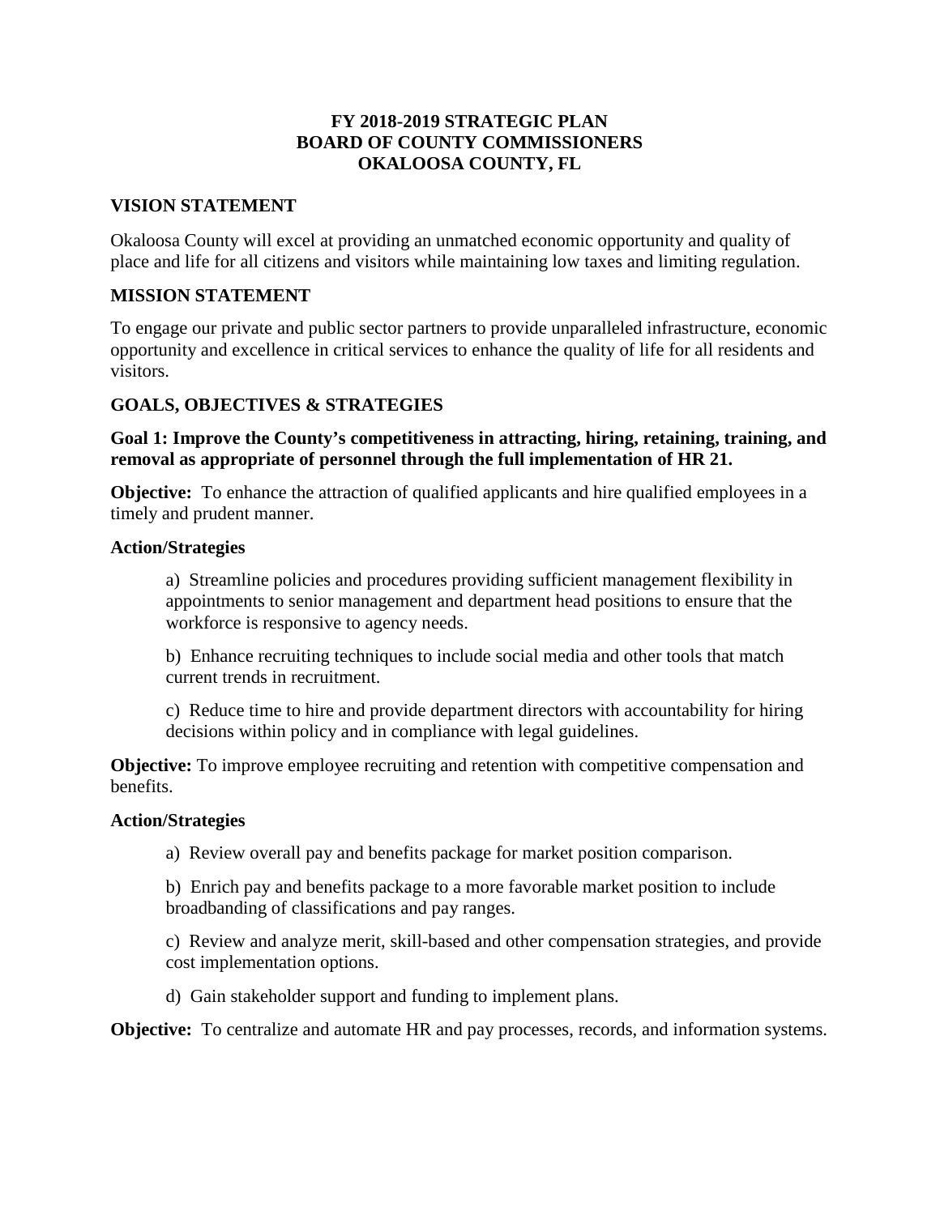# FY 2018-2019 STRATEGIC PLAN
# BOARD OF COUNTY COMMISSIONERS
# OKALOOSA COUNTY, FL

## VISION STATEMENT

Okaloosa County will excel at providing an unmatched economic opportunity and quality of place and life for all citizens and visitors while maintaining low taxes and limiting regulation.

## MISSION STATEMENT

To engage our private and public sector partners to provide unparalleled infrastructure, economic opportunity and excellence in critical services to enhance the quality of life for all residents and visitors.

## GOALS, OBJECTIVES & STRATEGIES

### Goal 1: Improve the County's competitiveness in attracting, hiring, retaining, training, and removal as appropriate of personnel through the full implementation of HR 21.

**Objective:** To enhance the attraction of qualified applicants and hire qualified employees in a timely and prudent manner.

**Action/Strategies**

a) Streamline policies and procedures providing sufficient management flexibility in appointments to senior management and department head positions to ensure that the workforce is responsive to agency needs.

b) Enhance recruiting techniques to include social media and other tools that match current trends in recruitment.

c) Reduce time to hire and provide department directors with accountability for hiring decisions within policy and in compliance with legal guidelines.

**Objective:** To improve employee recruiting and retention with competitive compensation and benefits.

**Action/Strategies**

a) Review overall pay and benefits package for market position comparison.

b) Enrich pay and benefits package to a more favorable market position to include broadbanding of classifications and pay ranges.

c) Review and analyze merit, skill-based and other compensation strategies, and provide cost implementation options.

d) Gain stakeholder support and funding to implement plans.

**Objective:** To centralize and automate HR and pay processes, records, and information systems.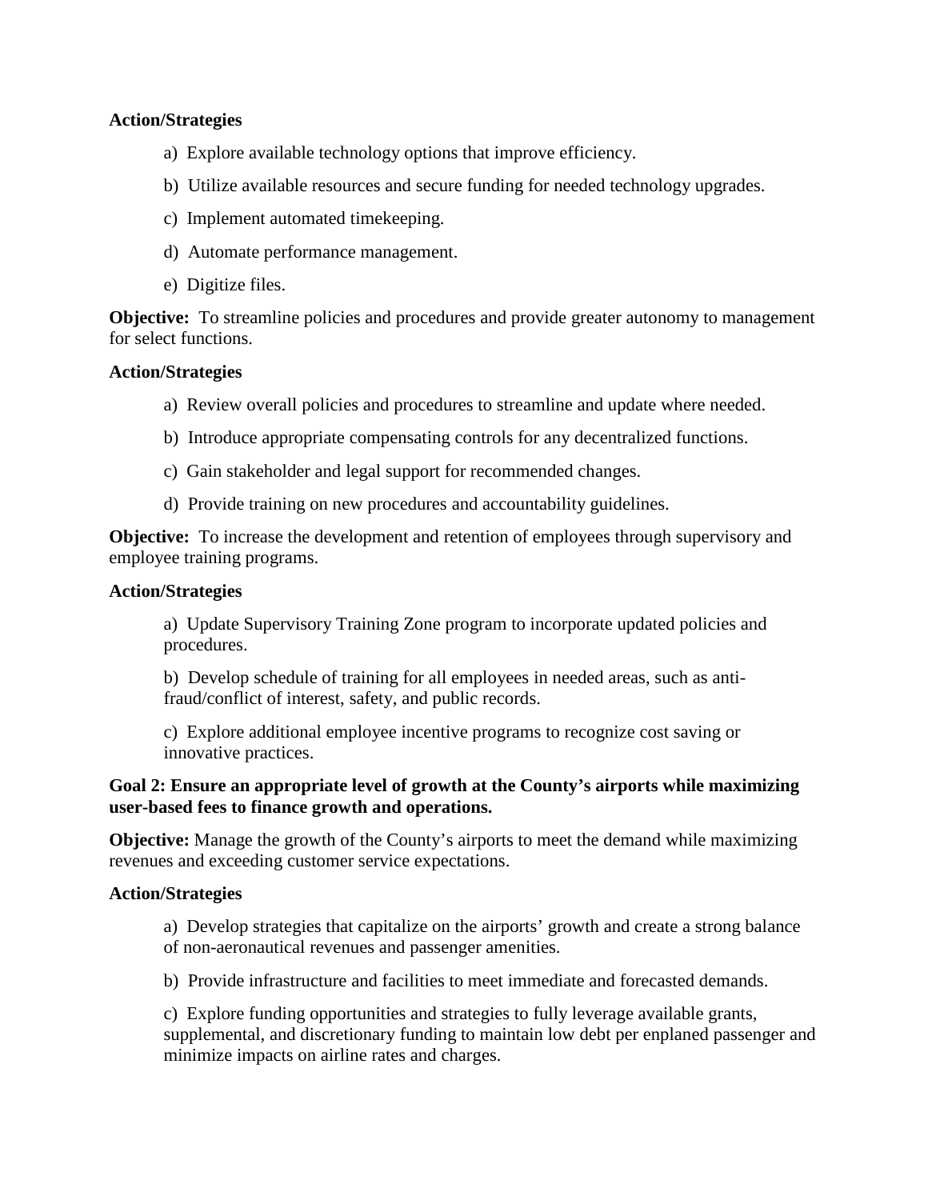**Action/Strategies**

a) Explore available technology options that improve efficiency.

b) Utilize available resources and secure funding for needed technology upgrades.

c) Implement automated timekeeping.

d) Automate performance management.

e) Digitize files.

**Objective:** To streamline policies and procedures and provide greater autonomy to management for select functions.

**Action/Strategies**

a) Review overall policies and procedures to streamline and update where needed.

b) Introduce appropriate compensating controls for any decentralized functions.

c) Gain stakeholder and legal support for recommended changes.

d) Provide training on new procedures and accountability guidelines.

**Objective:** To increase the development and retention of employees through supervisory and employee training programs.

**Action/Strategies**

a) Update Supervisory Training Zone program to incorporate updated policies and procedures.

b) Develop schedule of training for all employees in needed areas, such as anti-fraud/conflict of interest, safety, and public records.

c) Explore additional employee incentive programs to recognize cost saving or innovative practices.

**Goal 2: Ensure an appropriate level of growth at the County's airports while maximizing user-based fees to finance growth and operations.**

**Objective:** Manage the growth of the County's airports to meet the demand while maximizing revenues and exceeding customer service expectations.

**Action/Strategies**

a) Develop strategies that capitalize on the airports' growth and create a strong balance of non-aeronautical revenues and passenger amenities.

b) Provide infrastructure and facilities to meet immediate and forecasted demands.

c) Explore funding opportunities and strategies to fully leverage available grants, supplemental, and discretionary funding to maintain low debt per enplaned passenger and minimize impacts on airline rates and charges.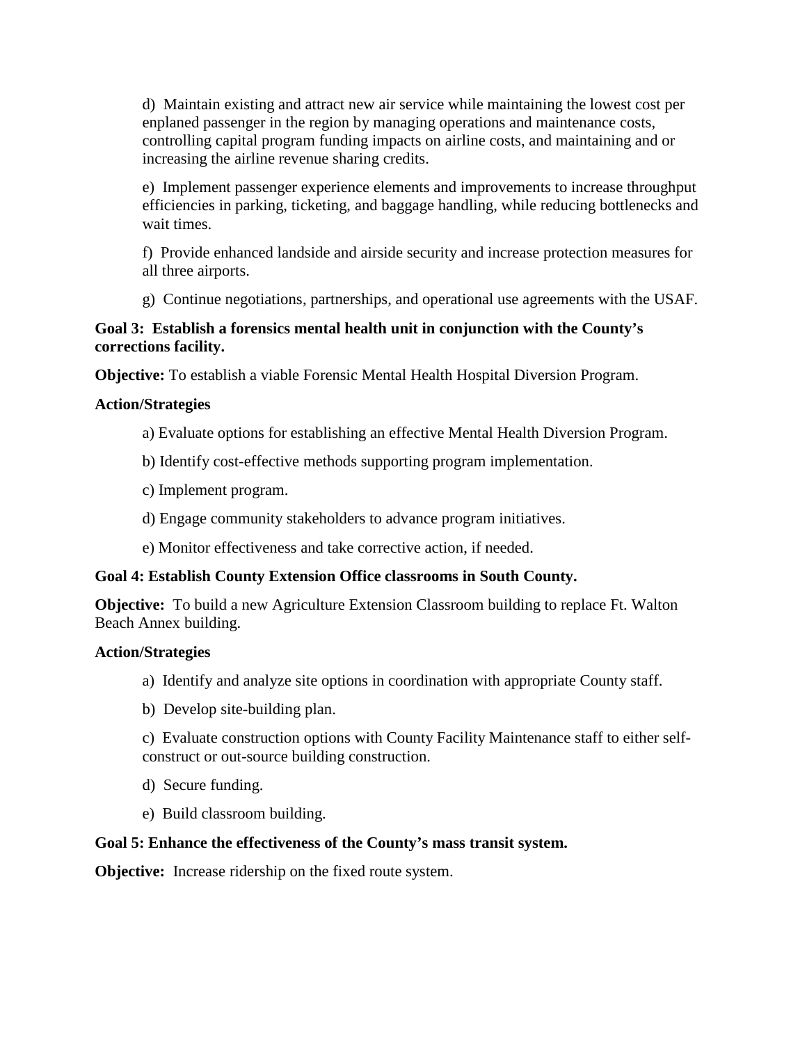d) Maintain existing and attract new air service while maintaining the lowest cost per enplaned passenger in the region by managing operations and maintenance costs, controlling capital program funding impacts on airline costs, and maintaining and or increasing the airline revenue sharing credits.

e) Implement passenger experience elements and improvements to increase throughput efficiencies in parking, ticketing, and baggage handling, while reducing bottlenecks and wait times.

f) Provide enhanced landside and airside security and increase protection measures for all three airports.

g) Continue negotiations, partnerships, and operational use agreements with the USAF.

**Goal 3: Establish a forensics mental health unit in conjunction with the County's corrections facility.**

**Objective:** To establish a viable Forensic Mental Health Hospital Diversion Program.

**Action/Strategies**

a) Evaluate options for establishing an effective Mental Health Diversion Program.

b) Identify cost-effective methods supporting program implementation.

c) Implement program.

d) Engage community stakeholders to advance program initiatives.

e) Monitor effectiveness and take corrective action, if needed.

**Goal 4: Establish County Extension Office classrooms in South County.**

**Objective:** To build a new Agriculture Extension Classroom building to replace Ft. Walton Beach Annex building.

**Action/Strategies**

a) Identify and analyze site options in coordination with appropriate County staff.

b) Develop site-building plan.

c) Evaluate construction options with County Facility Maintenance staff to either self-construct or out-source building construction.

d) Secure funding.

e) Build classroom building.

**Goal 5: Enhance the effectiveness of the County's mass transit system.**

**Objective:** Increase ridership on the fixed route system.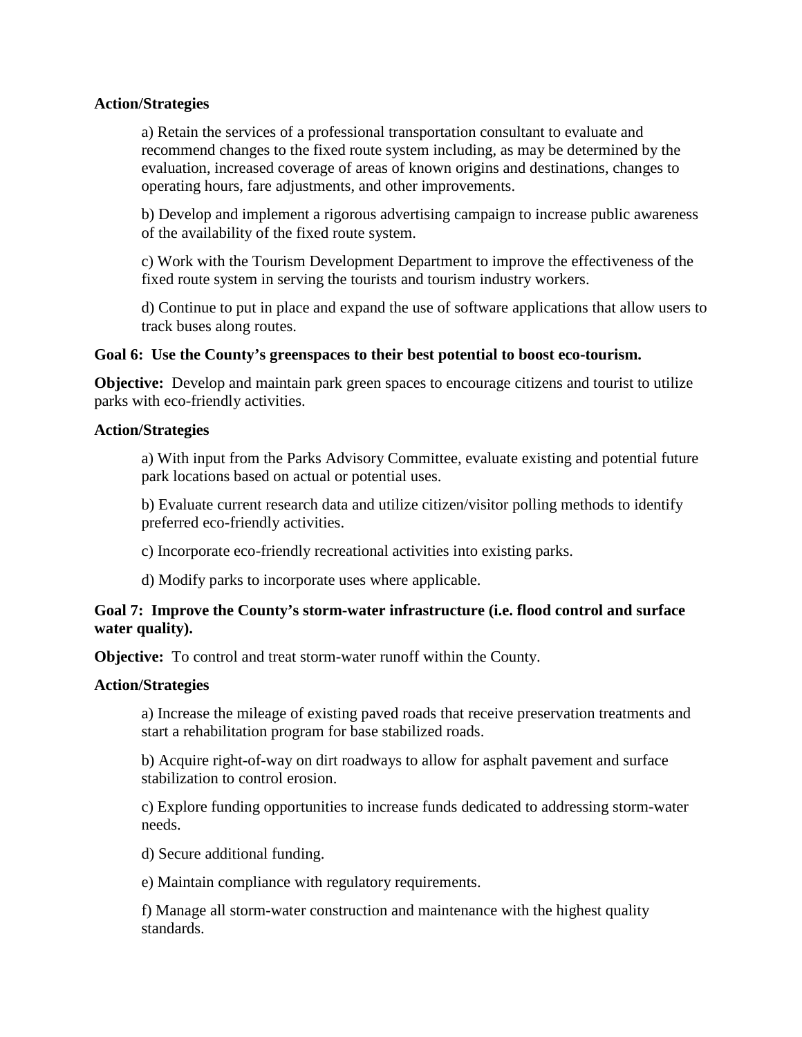**Action/Strategies**

a) Retain the services of a professional transportation consultant to evaluate and recommend changes to the fixed route system including, as may be determined by the evaluation, increased coverage of areas of known origins and destinations, changes to operating hours, fare adjustments, and other improvements.

b) Develop and implement a rigorous advertising campaign to increase public awareness of the availability of the fixed route system.

c) Work with the Tourism Development Department to improve the effectiveness of the fixed route system in serving the tourists and tourism industry workers.

d) Continue to put in place and expand the use of software applications that allow users to track buses along routes.

**Goal 6: Use the County's greenspaces to their best potential to boost eco-tourism.**

**Objective:** Develop and maintain park green spaces to encourage citizens and tourist to utilize parks with eco-friendly activities.

**Action/Strategies**

a) With input from the Parks Advisory Committee, evaluate existing and potential future park locations based on actual or potential uses.

b) Evaluate current research data and utilize citizen/visitor polling methods to identify preferred eco-friendly activities.

c) Incorporate eco-friendly recreational activities into existing parks.

d) Modify parks to incorporate uses where applicable.

**Goal 7: Improve the County's storm-water infrastructure (i.e. flood control and surface water quality).**

**Objective:** To control and treat storm-water runoff within the County.

**Action/Strategies**

a) Increase the mileage of existing paved roads that receive preservation treatments and start a rehabilitation program for base stabilized roads.

b) Acquire right-of-way on dirt roadways to allow for asphalt pavement and surface stabilization to control erosion.

c) Explore funding opportunities to increase funds dedicated to addressing storm-water needs.

d) Secure additional funding.

e) Maintain compliance with regulatory requirements.

f) Manage all storm-water construction and maintenance with the highest quality standards.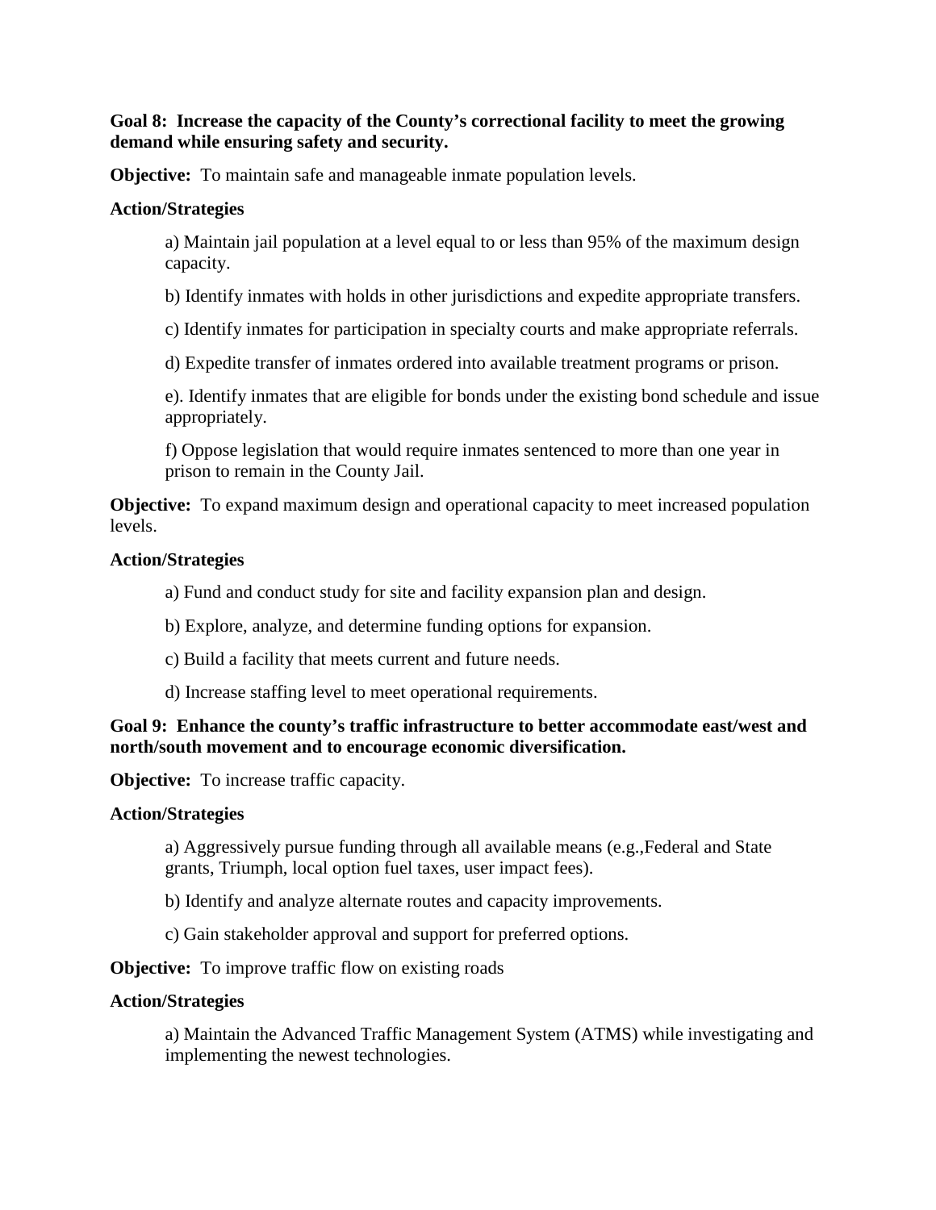**Goal 8: Increase the capacity of the County's correctional facility to meet the growing demand while ensuring safety and security.**

**Objective:** To maintain safe and manageable inmate population levels.

**Action/Strategies**

a) Maintain jail population at a level equal to or less than 95% of the maximum design capacity.

b) Identify inmates with holds in other jurisdictions and expedite appropriate transfers.

c) Identify inmates for participation in specialty courts and make appropriate referrals.

d) Expedite transfer of inmates ordered into available treatment programs or prison.

e). Identify inmates that are eligible for bonds under the existing bond schedule and issue appropriately.

f) Oppose legislation that would require inmates sentenced to more than one year in prison to remain in the County Jail.

**Objective:** To expand maximum design and operational capacity to meet increased population levels.

**Action/Strategies**

a) Fund and conduct study for site and facility expansion plan and design.

b) Explore, analyze, and determine funding options for expansion.

c) Build a facility that meets current and future needs.

d) Increase staffing level to meet operational requirements.

**Goal 9: Enhance the county's traffic infrastructure to better accommodate east/west and north/south movement and to encourage economic diversification.**

**Objective:** To increase traffic capacity.

**Action/Strategies**

a) Aggressively pursue funding through all available means (e.g.,Federal and State grants, Triumph, local option fuel taxes, user impact fees).

b) Identify and analyze alternate routes and capacity improvements.

c) Gain stakeholder approval and support for preferred options.

**Objective:** To improve traffic flow on existing roads

**Action/Strategies**

a) Maintain the Advanced Traffic Management System (ATMS) while investigating and implementing the newest technologies.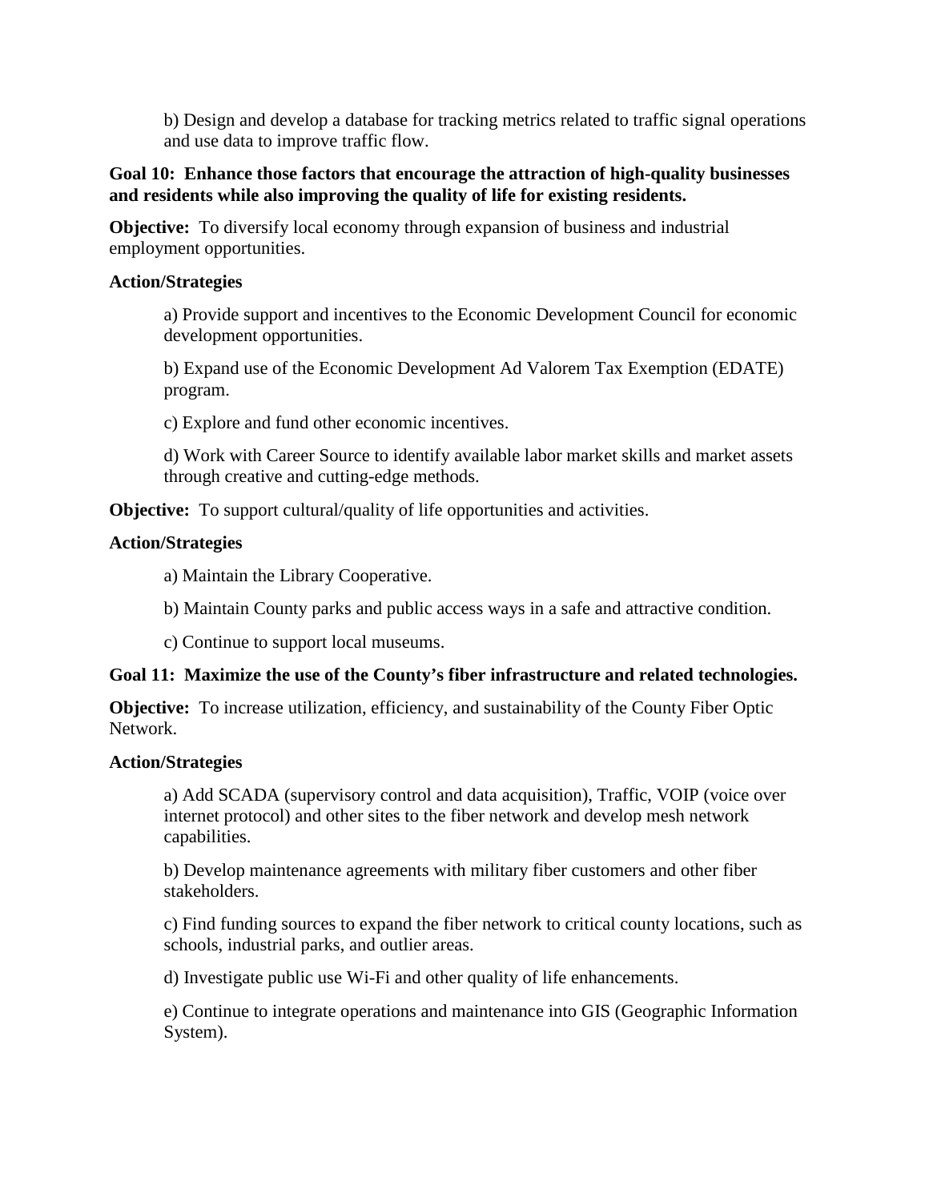b) Design and develop a database for tracking metrics related to traffic signal operations and use data to improve traffic flow.

**Goal 10: Enhance those factors that encourage the attraction of high-quality businesses and residents while also improving the quality of life for existing residents.**

**Objective:** To diversify local economy through expansion of business and industrial employment opportunities.

**Action/Strategies**

a) Provide support and incentives to the Economic Development Council for economic development opportunities.

b) Expand use of the Economic Development Ad Valorem Tax Exemption (EDATE) program.

c) Explore and fund other economic incentives.

d) Work with Career Source to identify available labor market skills and market assets through creative and cutting-edge methods.

**Objective:** To support cultural/quality of life opportunities and activities.

**Action/Strategies**

a) Maintain the Library Cooperative.

b) Maintain County parks and public access ways in a safe and attractive condition.

c) Continue to support local museums.

**Goal 11: Maximize the use of the County's fiber infrastructure and related technologies.**

**Objective:** To increase utilization, efficiency, and sustainability of the County Fiber Optic Network.

**Action/Strategies**

a) Add SCADA (supervisory control and data acquisition), Traffic, VOIP (voice over internet protocol) and other sites to the fiber network and develop mesh network capabilities.

b) Develop maintenance agreements with military fiber customers and other fiber stakeholders.

c) Find funding sources to expand the fiber network to critical county locations, such as schools, industrial parks, and outlier areas.

d) Investigate public use Wi-Fi and other quality of life enhancements.

e) Continue to integrate operations and maintenance into GIS (Geographic Information System).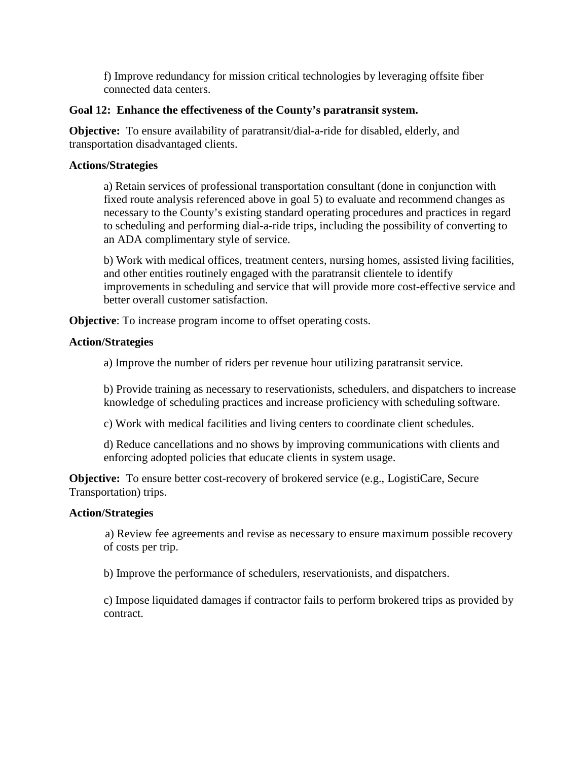f) Improve redundancy for mission critical technologies by leveraging offsite fiber connected data centers.

**Goal 12: Enhance the effectiveness of the County's paratransit system.**

**Objective:** To ensure availability of paratransit/dial-a-ride for disabled, elderly, and transportation disadvantaged clients.

**Actions/Strategies**

a) Retain services of professional transportation consultant (done in conjunction with fixed route analysis referenced above in goal 5) to evaluate and recommend changes as necessary to the County's existing standard operating procedures and practices in regard to scheduling and performing dial-a-ride trips, including the possibility of converting to an ADA complimentary style of service.

b) Work with medical offices, treatment centers, nursing homes, assisted living facilities, and other entities routinely engaged with the paratransit clientele to identify improvements in scheduling and service that will provide more cost-effective service and better overall customer satisfaction.

**Objective**: To increase program income to offset operating costs.

**Action/Strategies**

a) Improve the number of riders per revenue hour utilizing paratransit service.

b) Provide training as necessary to reservationists, schedulers, and dispatchers to increase knowledge of scheduling practices and increase proficiency with scheduling software.

c) Work with medical facilities and living centers to coordinate client schedules.

d) Reduce cancellations and no shows by improving communications with clients and enforcing adopted policies that educate clients in system usage.

**Objective:** To ensure better cost-recovery of brokered service (e.g., LogistiCare, Secure Transportation) trips.

**Action/Strategies**

a) Review fee agreements and revise as necessary to ensure maximum possible recovery of costs per trip.

b) Improve the performance of schedulers, reservationists, and dispatchers.

c) Impose liquidated damages if contractor fails to perform brokered trips as provided by contract.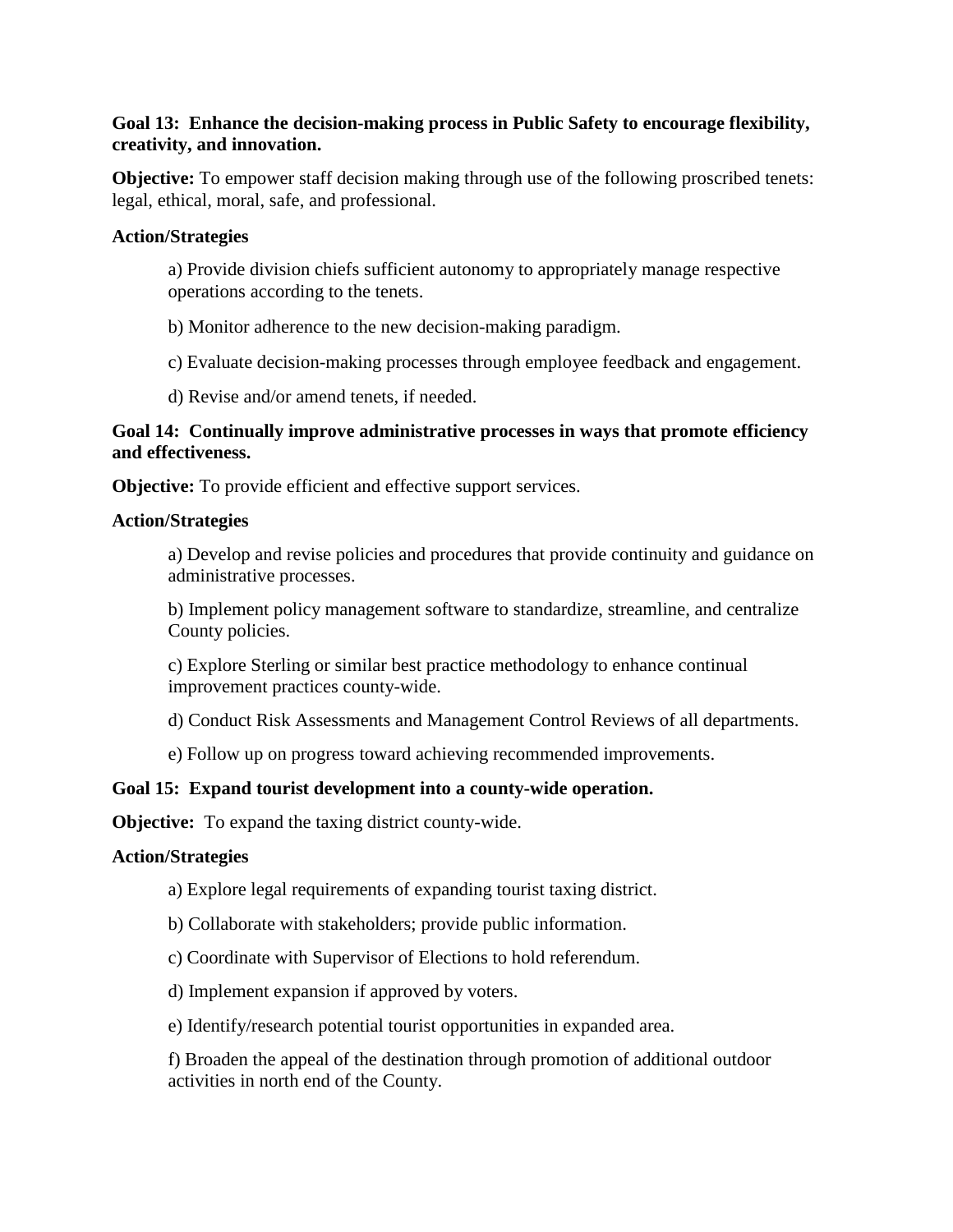**Goal 13: Enhance the decision-making process in Public Safety to encourage flexibility, creativity, and innovation.**

**Objective:** To empower staff decision making through use of the following proscribed tenets: legal, ethical, moral, safe, and professional.

**Action/Strategies**

a) Provide division chiefs sufficient autonomy to appropriately manage respective operations according to the tenets.

b) Monitor adherence to the new decision-making paradigm.

c) Evaluate decision-making processes through employee feedback and engagement.

d) Revise and/or amend tenets, if needed.

**Goal 14: Continually improve administrative processes in ways that promote efficiency and effectiveness.**

**Objective:** To provide efficient and effective support services.

**Action/Strategies**

a) Develop and revise policies and procedures that provide continuity and guidance on administrative processes.

b) Implement policy management software to standardize, streamline, and centralize County policies.

c) Explore Sterling or similar best practice methodology to enhance continual improvement practices county-wide.

d) Conduct Risk Assessments and Management Control Reviews of all departments.

e) Follow up on progress toward achieving recommended improvements.

**Goal 15: Expand tourist development into a county-wide operation.**

**Objective:** To expand the taxing district county-wide.

**Action/Strategies**

a) Explore legal requirements of expanding tourist taxing district.

b) Collaborate with stakeholders; provide public information.

c) Coordinate with Supervisor of Elections to hold referendum.

d) Implement expansion if approved by voters.

e) Identify/research potential tourist opportunities in expanded area.

f) Broaden the appeal of the destination through promotion of additional outdoor activities in north end of the County.